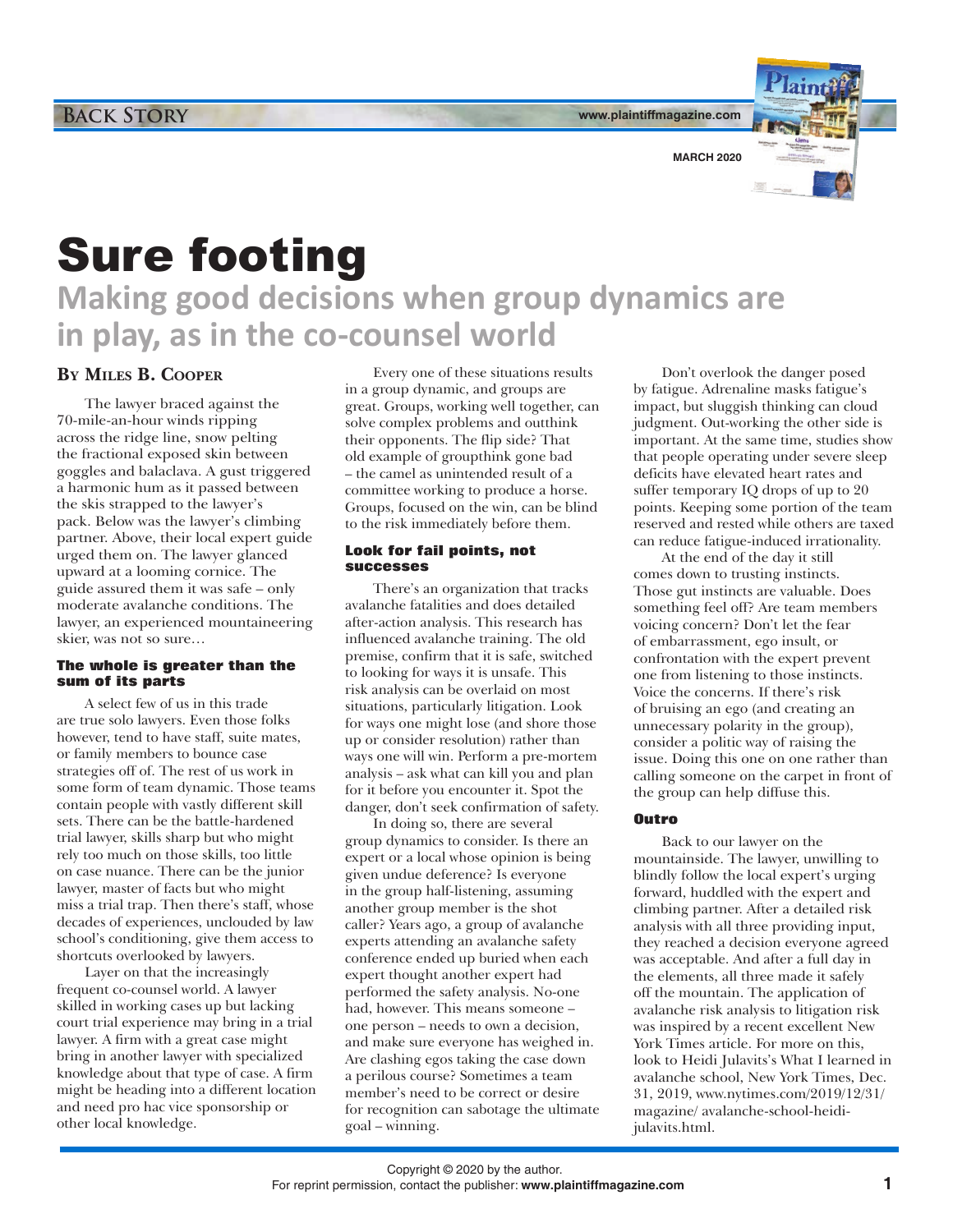# Sure footing

## Making good decisions when group dynamics are in play, as in the co-counsel world

**By Miles B. Cooper**

The lawyer braced against the 70-mile-an-hour winds ripping across the ridge line, snow pelting the fractional exposed skin between goggles and balaclava. A gust triggered a harmonic hum as it passed between the skis strapped to the lawyer's pack. Below was the lawyer's climbing partner. Above, their local expert guide urged them on. The lawyer glanced upward at a looming cornice. The guide assured them it was safe – only moderate avalanche conditions. The lawyer, an experienced mountaineering skier, was not so sure…

### The whole is greater than the sum of its parts

A select few of us in this trade are true solo lawyers. Even those folks however, tend to have staff, suite mates, or family members to bounce case strategies off of. The rest of us work in some form of team dynamic. Those teams contain people with vastly different skill sets. There can be the battle-hardened trial lawyer, skills sharp but who might rely too much on those skills, too little on case nuance. There can be the junior lawyer, master of facts but who might miss a trial trap. Then there's staff, whose decades of experiences, unclouded by law school's conditioning, give them access to shortcuts overlooked by lawyers.

Layer on that the increasingly frequent co-counsel world. A lawyer skilled in working cases up but lacking court trial experience may bring in a trial lawyer. A firm with a great case might bring in another lawyer with specialized knowledge about that type of case. A firm might be heading into a different location and need pro hac vice sponsorship or other local knowledge.

Every one of these situations results in a group dynamic, and groups are great. Groups, working well together, can solve complex problems and outthink their opponents. The flip side? That old example of groupthink gone bad – the camel as unintended result of a committee working to produce a horse. Groups, focused on the win, can be blind to the risk immediately before them.

### Look for fail points, not successes

There's an organization that tracks avalanche fatalities and does detailed after-action analysis. This research has influenced avalanche training. The old premise, confirm that it is safe, switched to looking for ways it is unsafe. This risk analysis can be overlaid on most situations, particularly litigation. Look for ways one might lose (and shore those up or consider resolution) rather than ways one will win. Perform a pre-mortem analysis – ask what can kill you and plan for it before you encounter it. Spot the danger, don't seek confirmation of safety.

In doing so, there are several group dynamics to consider. Is there an expert or a local whose opinion is being given undue deference? Is everyone in the group half-listening, assuming another group member is the shot caller? Years ago, a group of avalanche experts attending an avalanche safety conference ended up buried when each expert thought another expert had performed the safety analysis. No-one had, however. This means someone – one person – needs to own a decision, and make sure everyone has weighed in. Are clashing egos taking the case down a perilous course? Sometimes a team member's need to be correct or desire for recognition can sabotage the ultimate goal – winning.

Don't overlook the danger posed by fatigue. Adrenaline masks fatigue's impact, but sluggish thinking can cloud judgment. Out-working the other side is important. At the same time, studies show that people operating under severe sleep deficits have elevated heart rates and suffer temporary IQ drops of up to 20 points. Keeping some portion of the team reserved and rested while others are taxed can reduce fatigue-induced irrationality.

At the end of the day it still comes down to trusting instincts. Those gut instincts are valuable. Does something feel off? Are team members voicing concern? Don't let the fear of embarrassment, ego insult, or confrontation with the expert prevent one from listening to those instincts. Voice the concerns. If there's risk of bruising an ego (and creating an unnecessary polarity in the group), consider a politic way of raising the issue. Doing this one on one rather than calling someone on the carpet in front of the group can help diffuse this.

### Outro

Back to our lawyer on the mountainside. The lawyer, unwilling to blindly follow the local expert's urging forward, huddled with the expert and climbing partner. After a detailed risk analysis with all three providing input, they reached a decision everyone agreed was acceptable. And after a full day in the elements, all three made it safely off the mountain. The application of avalanche risk analysis to litigation risk was inspired by a recent excellent New York Times article. For more on this, look to Heidi Julavits's What I learned in avalanche school, New York Times, Dec. 31, 2019, www.nytimes.com/2019/12/31/magazine/ avalanche-school-heidi-julavits.html.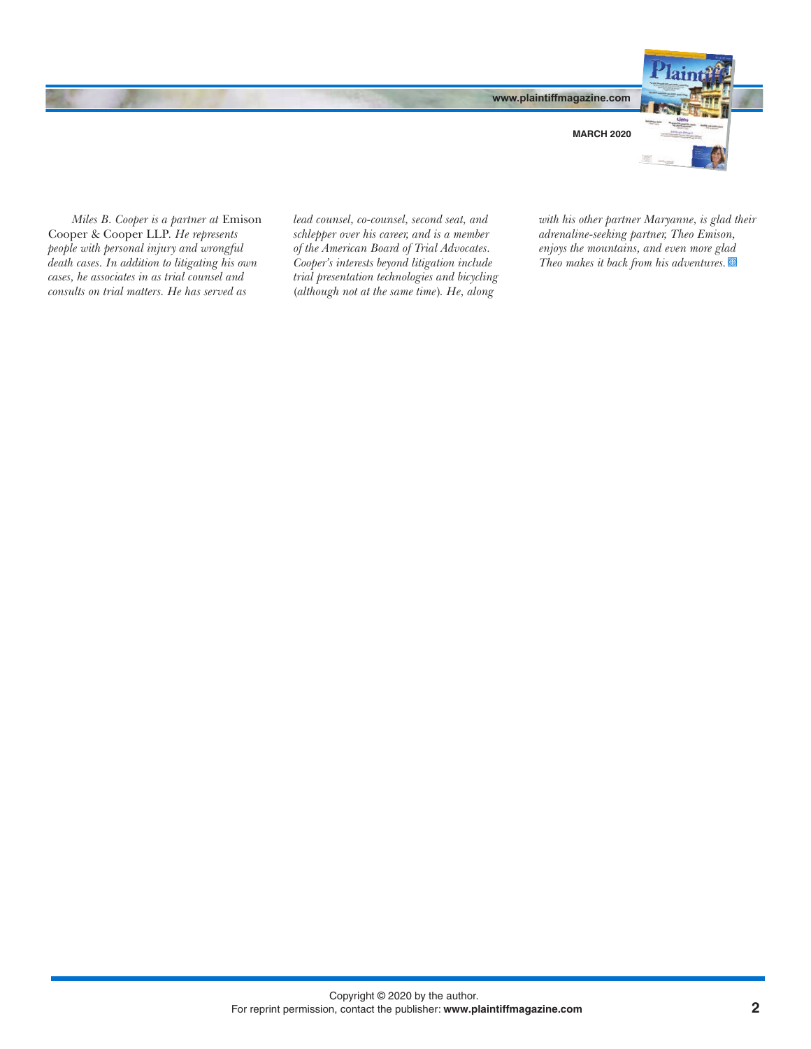*Miles B. Cooper is a partner at* Emison Cooper & Cooper LLP*. He represents people with personal injury and wrongful death cases. In addition to litigating his own cases, he associates in as trial counsel and consults on trial matters. He has served as lead counsel, co-counsel, second seat, and schlepper over his career, and is a member of the American Board of Trial Advocates. Cooper's interests beyond litigation include trial presentation technologies and bicycling (although not at the same time). He, along with his other partner Maryanne, is glad their adrenaline-seeking partner, Theo Emison, enjoys the mountains, and even more glad Theo makes it back from his adventures.*